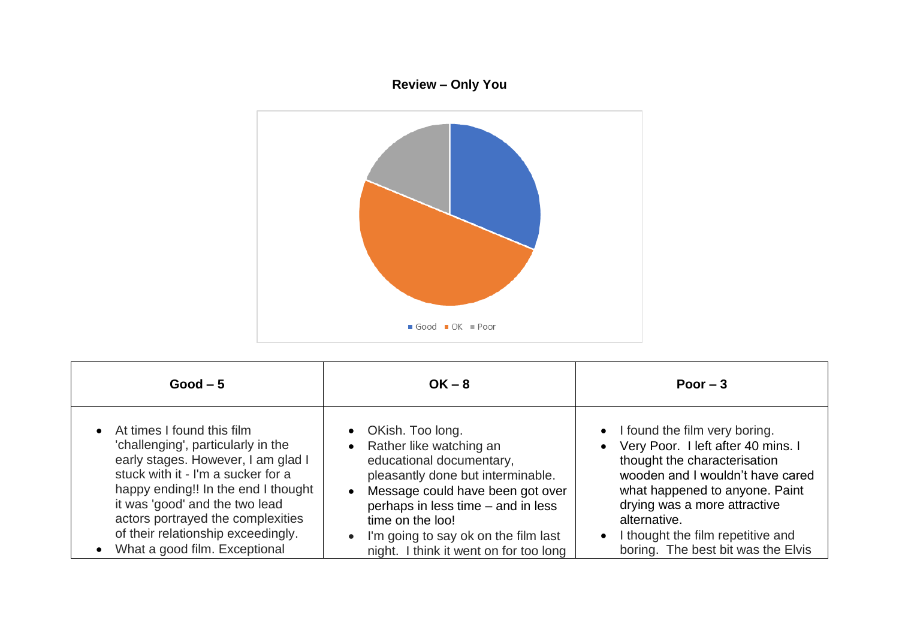**Review – Only You**

| Good – 5 | OK – 8 | Poor – 3 |
|---|---|---|
| • At times I found this film 'challenging', particularly in the early stages. However, I am glad I stuck with it - I'm a sucker for a happy ending!! In the end I thought it was 'good' and the two lead actors portrayed the complexities of their relationship exceedingly.<br>• What a good film. Exceptional | • OKish. Too long.<br>• Rather like watching an educational documentary, pleasantly done but interminable.<br>• Message could have been got over perhaps in less time – and in less time on the loo!<br>• I'm going to say ok on the film last night. I think it went on for too long | • I found the film very boring.<br>• Very Poor. I left after 40 mins. I thought the characterisation wooden and I wouldn't have cared what happened to anyone. Paint drying was a more attractive alternative.<br>• I thought the film repetitive and boring. The best bit was the Elvis |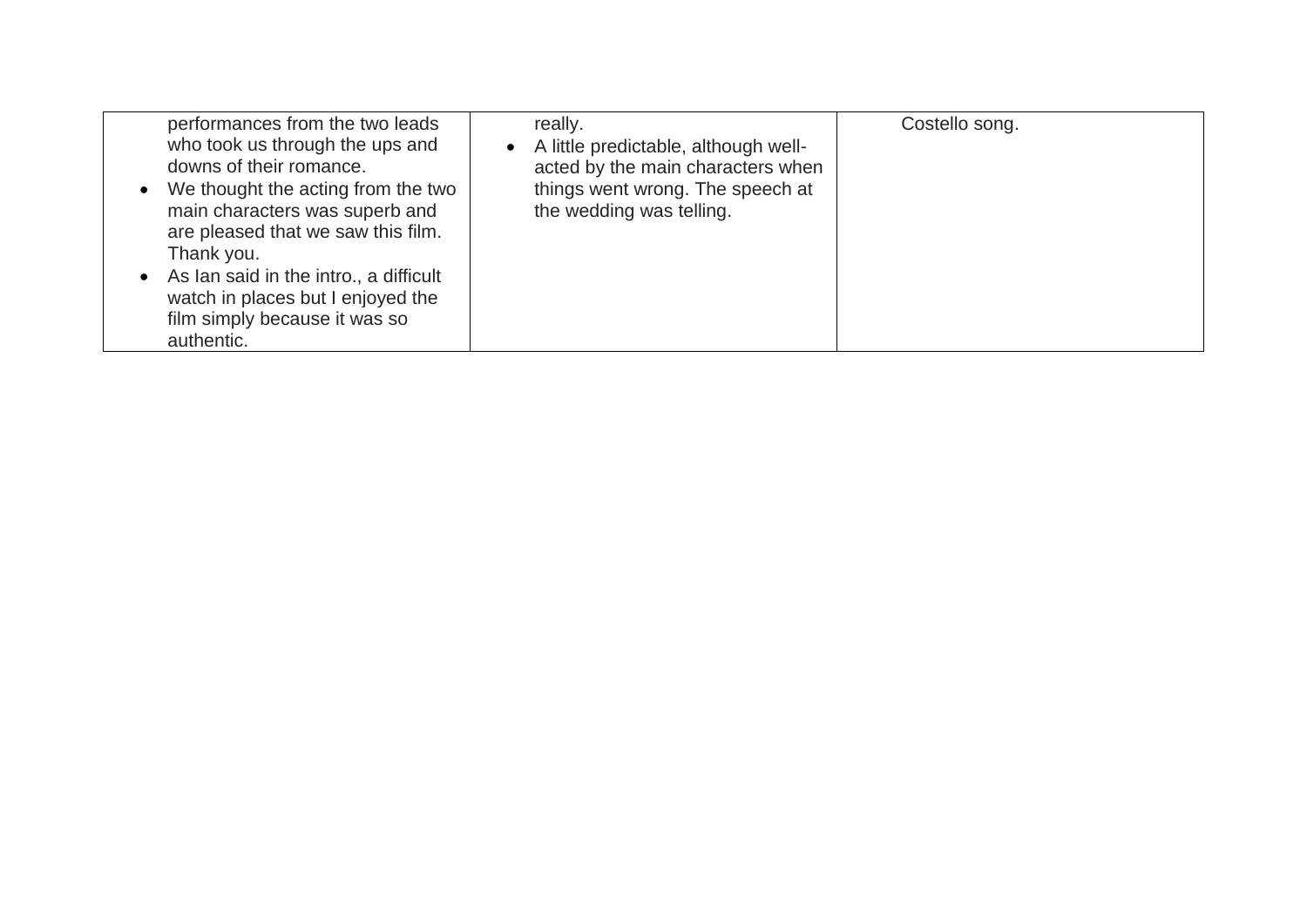| | | |
|---|---|---|
| performances from the two leads who took us through the ups and downs of their romance.<br>• We thought the acting from the two main characters was superb and are pleased that we saw this film. Thank you.<br>• As Ian said in the intro., a difficult watch in places but I enjoyed the film simply because it was so authentic. | really.<br>• A little predictable, although well-acted by the main characters when things went wrong. The speech at the wedding was telling. | Costello song. |